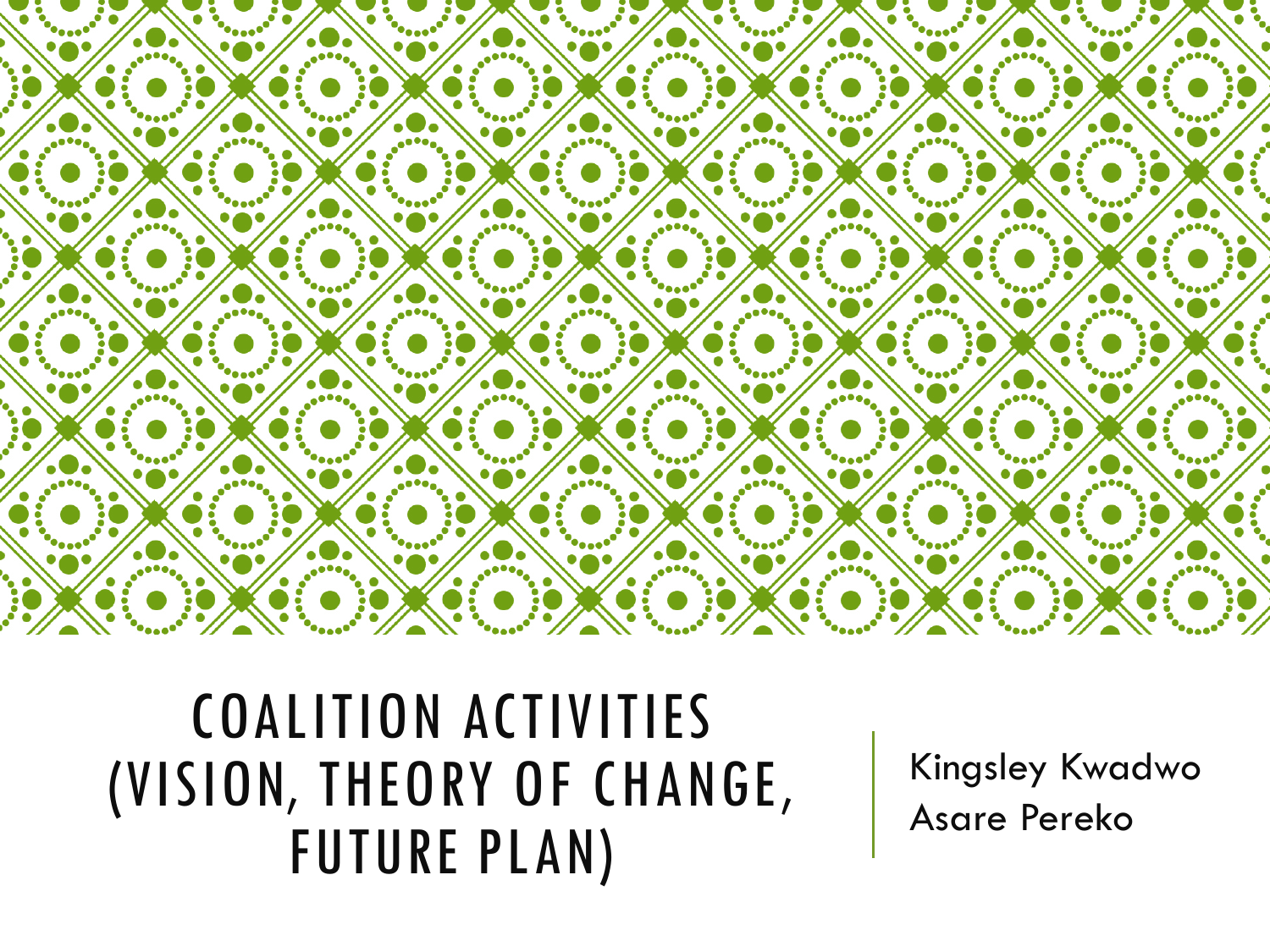# COALITION ACTIVITIES (VISION, THEORY OF CHANGE, FUTURE PLAN)

Kingsley Kwadwo Asare Pereko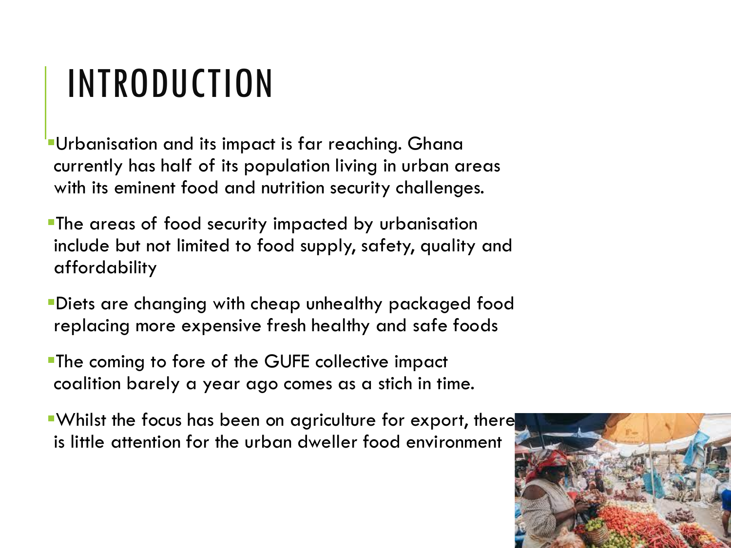# INTRODUCTION

- Urbanisation and its impact is far reaching. Ghana currently has half of its population living in urban areas with its eminent food and nutrition security challenges.
- The areas of food security impacted by urbanisation include but not limited to food supply, safety, quality and affordability
- Diets are changing with cheap unhealthy packaged food replacing more expensive fresh healthy and safe foods
- The coming to fore of the GUFE collective impact coalition barely a year ago comes as a stich in time.
- Whilst the focus has been on agriculture for export, there is little attention for the urban dweller food environment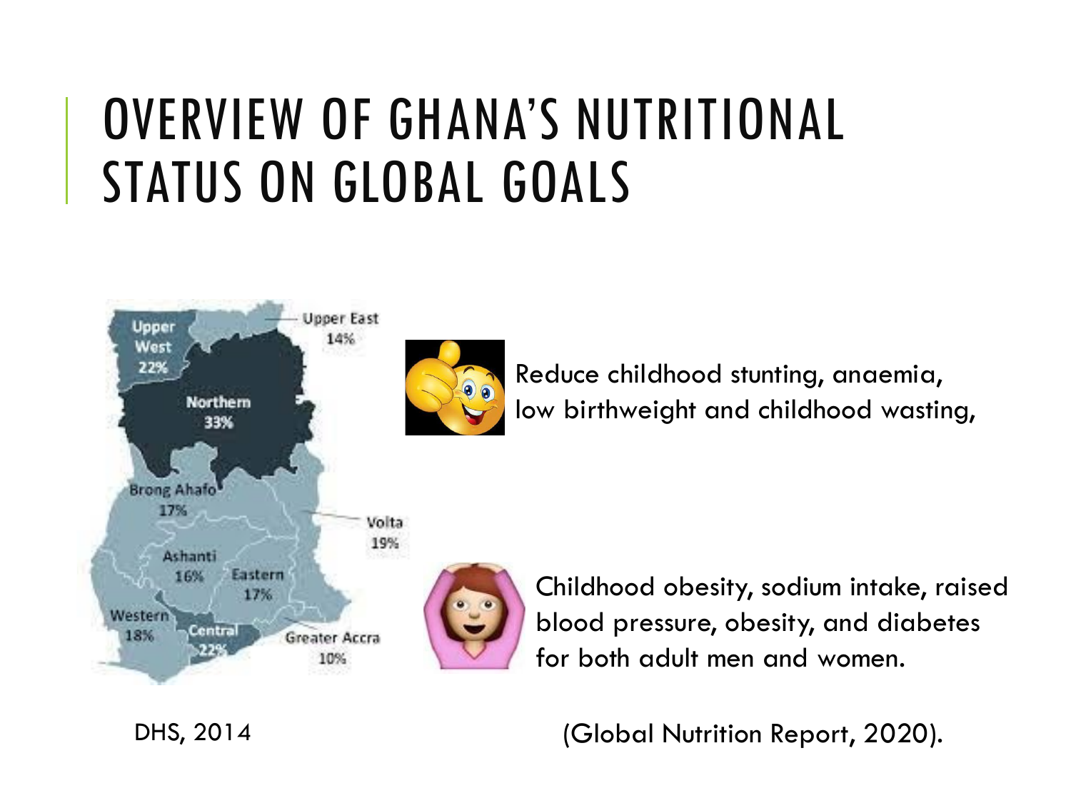# OVERVIEW OF GHANA'S NUTRITIONAL STATUS ON GLOBAL GOALS

Upper West 22%

Upper East 14%

Northern 33%

Brong Ahafo 17%

Volta 19%

Ashanti 16%

Eastern 17%

Western 18%

Central 22%

Greater Accra 10%

Reduce childhood stunting, anaemia, low birthweight and childhood wasting,

Childhood obesity, sodium intake, raised blood pressure, obesity, and diabetes for both adult men and women.

DHS, 2014

(Global Nutrition Report, 2020).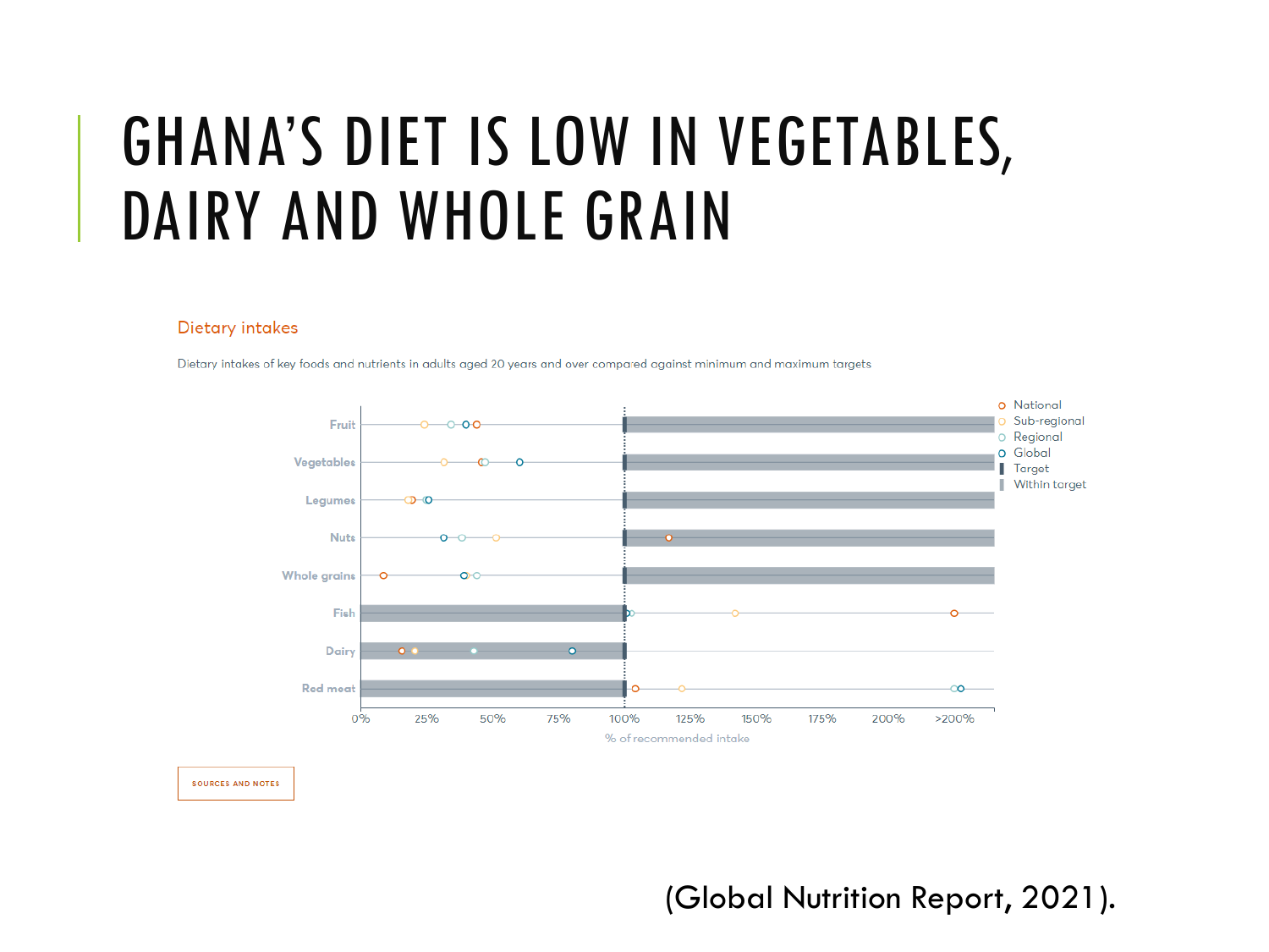# GHANA'S DIET IS LOW IN VEGETABLES, DAIRY AND WHOLE GRAIN

Dietary intakes

Dietary intakes of key foods and nutrients in adults aged 20 years and over compared against minimum and maximum targets

Legend: National, Sub-regional, Regional, Global, Target, Within target

Rows: Fruit, Vegetables, Legumes, Nuts, Whole grains, Fish, Dairy, Red meat

X-axis: 0%, 25%, 50%, 75%, 100%, 125%, 150%, 175%, 200%, >200%

% of recommended intake

SOURCES AND NOTES

(Global Nutrition Report, 2021).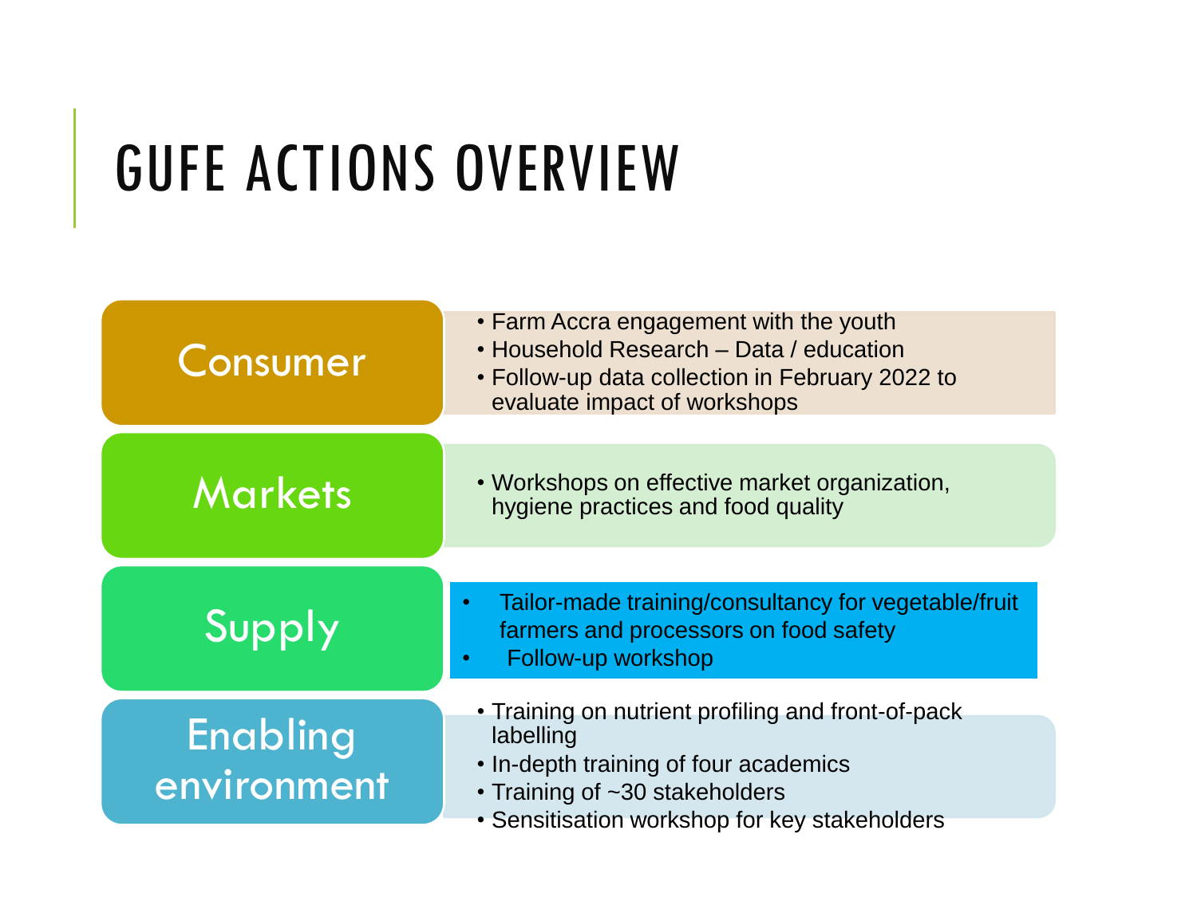# GUFE ACTIONS OVERVIEW

## Consumer

- Farm Accra engagement with the youth
- Household Research – Data / education
- Follow-up data collection in February 2022 to evaluate impact of workshops

## Markets

- Workshops on effective market organization, hygiene practices and food quality

## Supply

- Tailor-made training/consultancy for vegetable/fruit farmers and processors on food safety
- Follow-up workshop

## Enabling environment

- Training on nutrient profiling and front-of-pack labelling
- In-depth training of four academics
- Training of ~30 stakeholders
- Sensitisation workshop for key stakeholders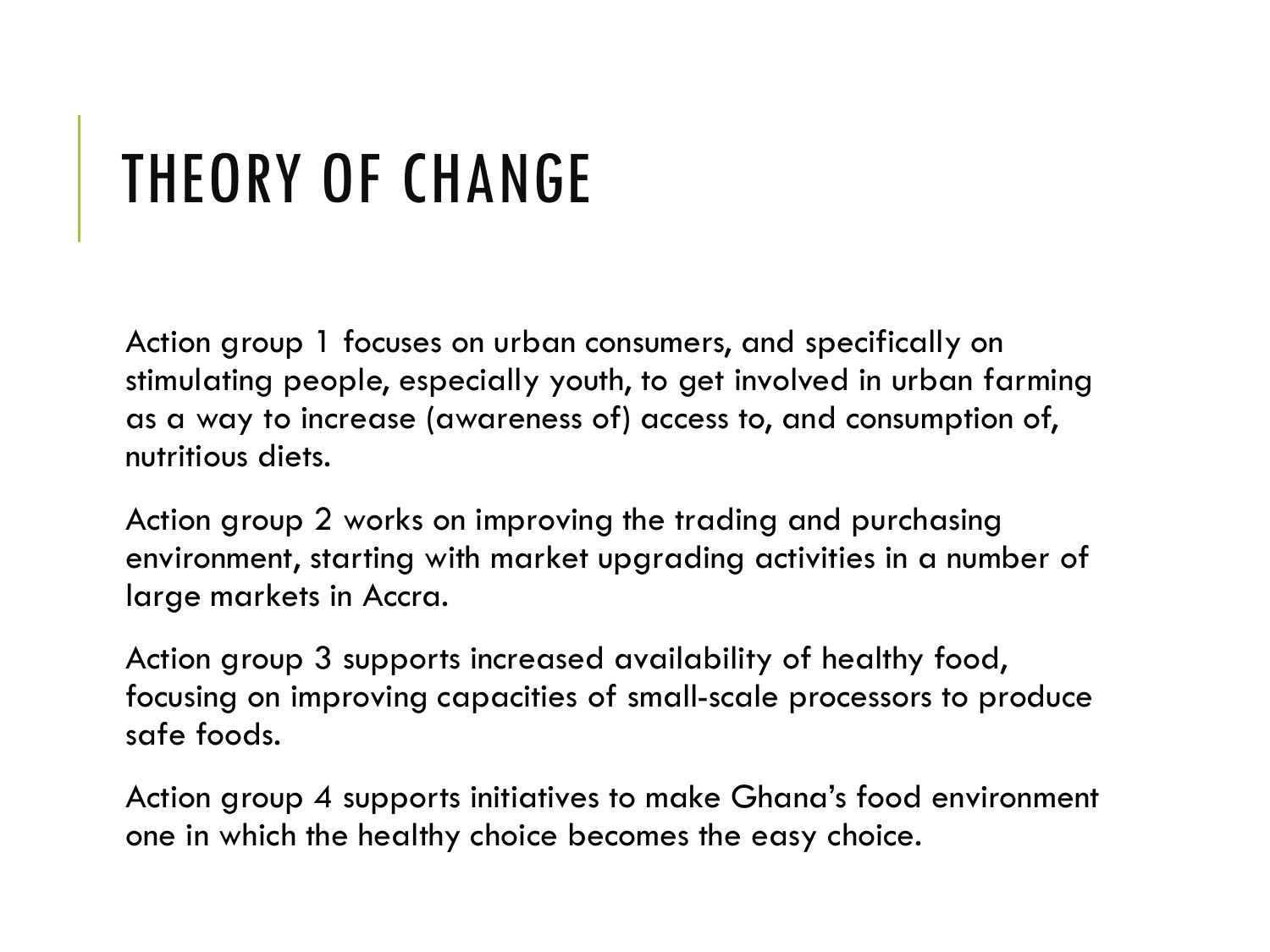# THEORY OF CHANGE

Action group 1 focuses on urban consumers, and specifically on stimulating people, especially youth, to get involved in urban farming as a way to increase (awareness of) access to, and consumption of, nutritious diets.

Action group 2 works on improving the trading and purchasing environment, starting with market upgrading activities in a number of large markets in Accra.

Action group 3 supports increased availability of healthy food, focusing on improving capacities of small-scale processors to produce safe foods.

Action group 4 supports initiatives to make Ghana's food environment one in which the healthy choice becomes the easy choice.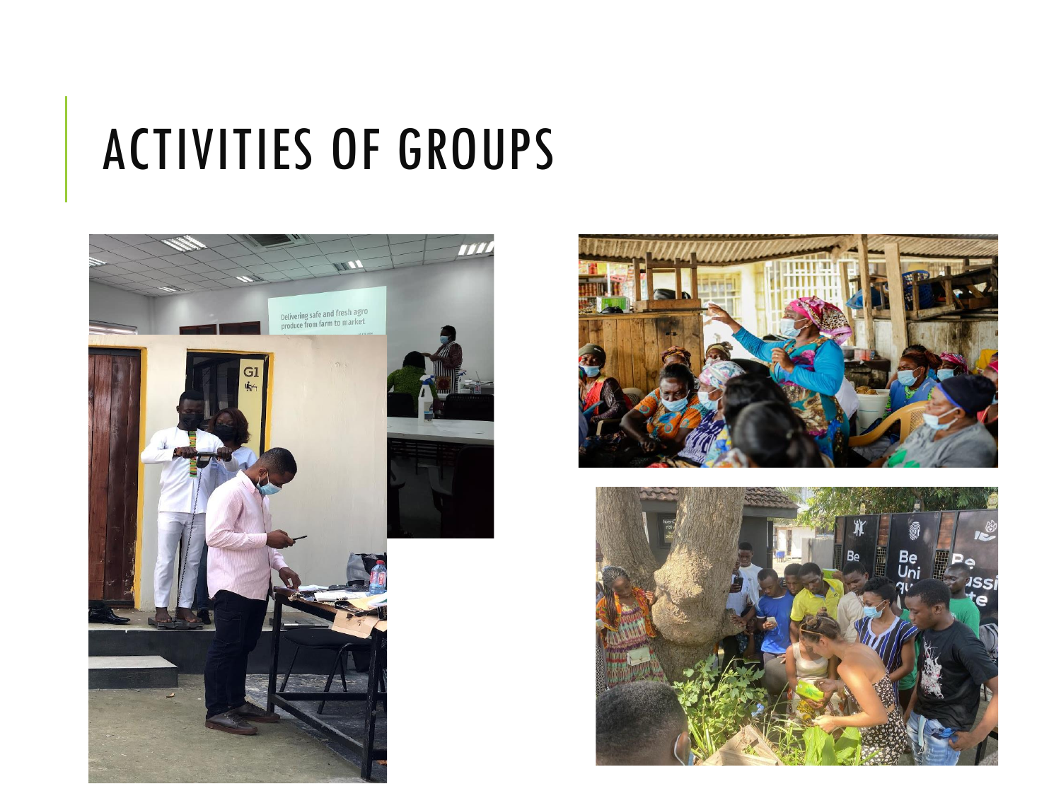# ACTIVITIES OF GROUPS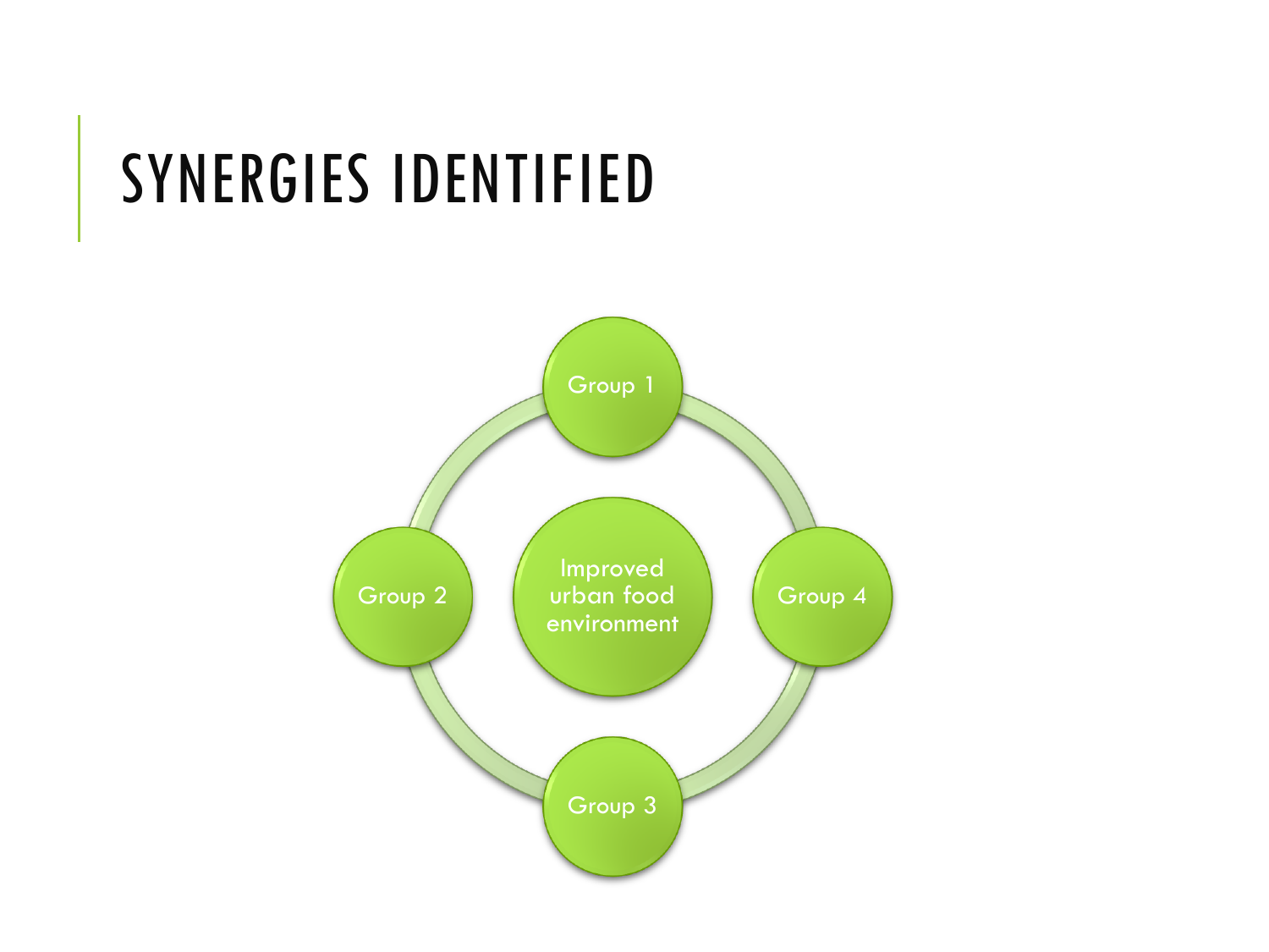# SYNERGIES IDENTIFIED

Group 1

Group 2

Improved urban food environment

Group 4

Group 3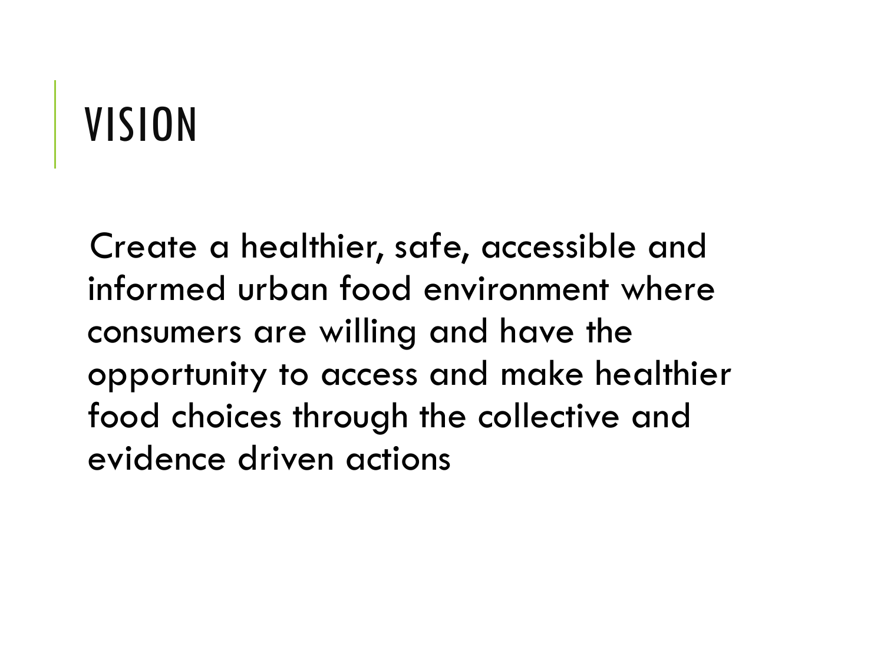# VISION

Create a healthier, safe, accessible and informed urban food environment where consumers are willing and have the opportunity to access and make healthier food choices through the collective and evidence driven actions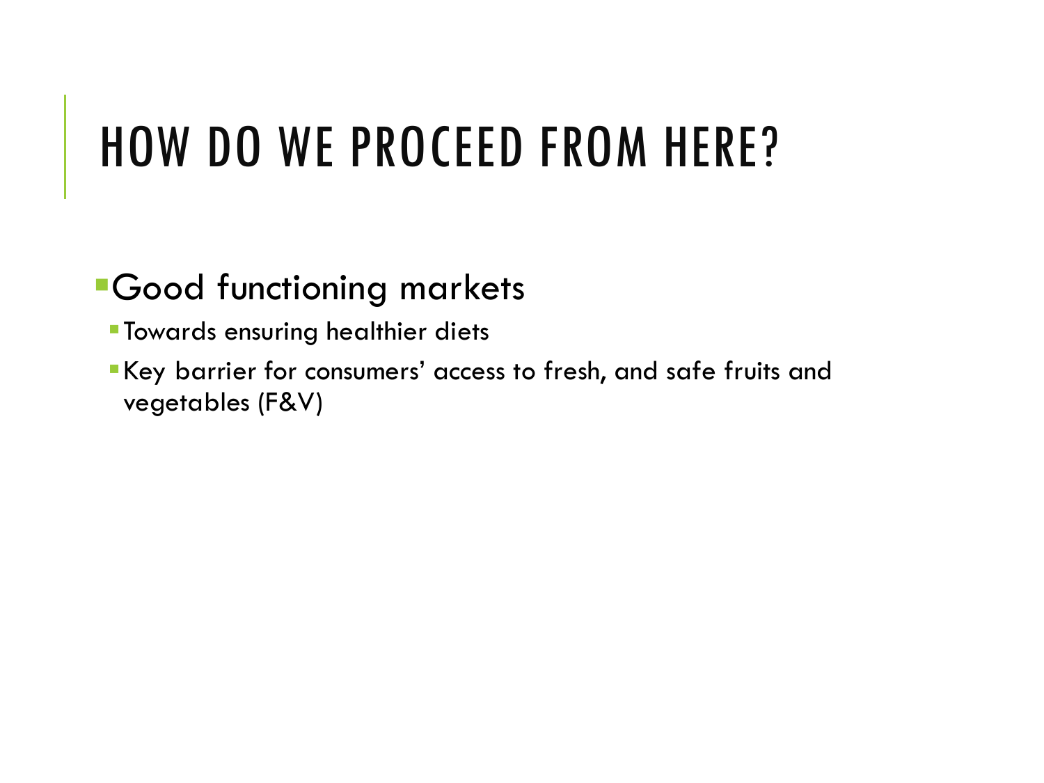# HOW DO WE PROCEED FROM HERE?

- Good functioning markets
  - Towards ensuring healthier diets
  - Key barrier for consumers' access to fresh, and safe fruits and vegetables (F&V)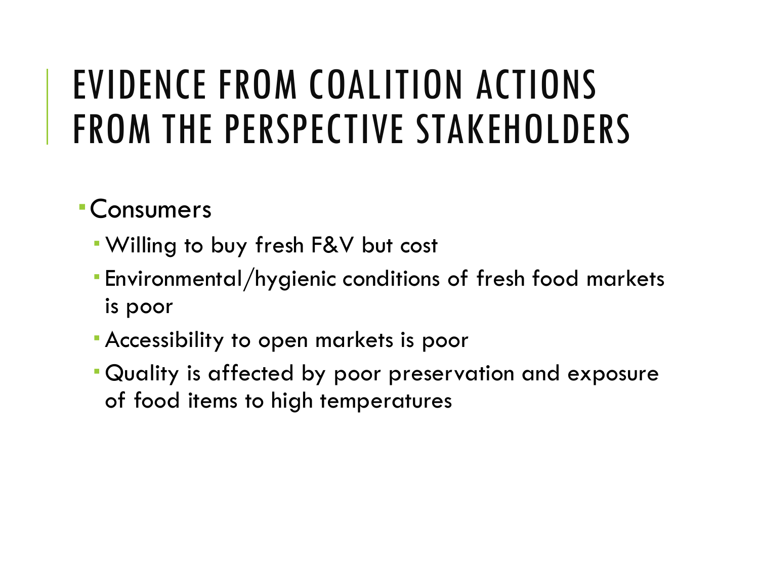# EVIDENCE FROM COALITION ACTIONS FROM THE PERSPECTIVE STAKEHOLDERS

- Consumers
  - Willing to buy fresh F&V but cost
  - Environmental/hygienic conditions of fresh food markets is poor
  - Accessibility to open markets is poor
  - Quality is affected by poor preservation and exposure of food items to high temperatures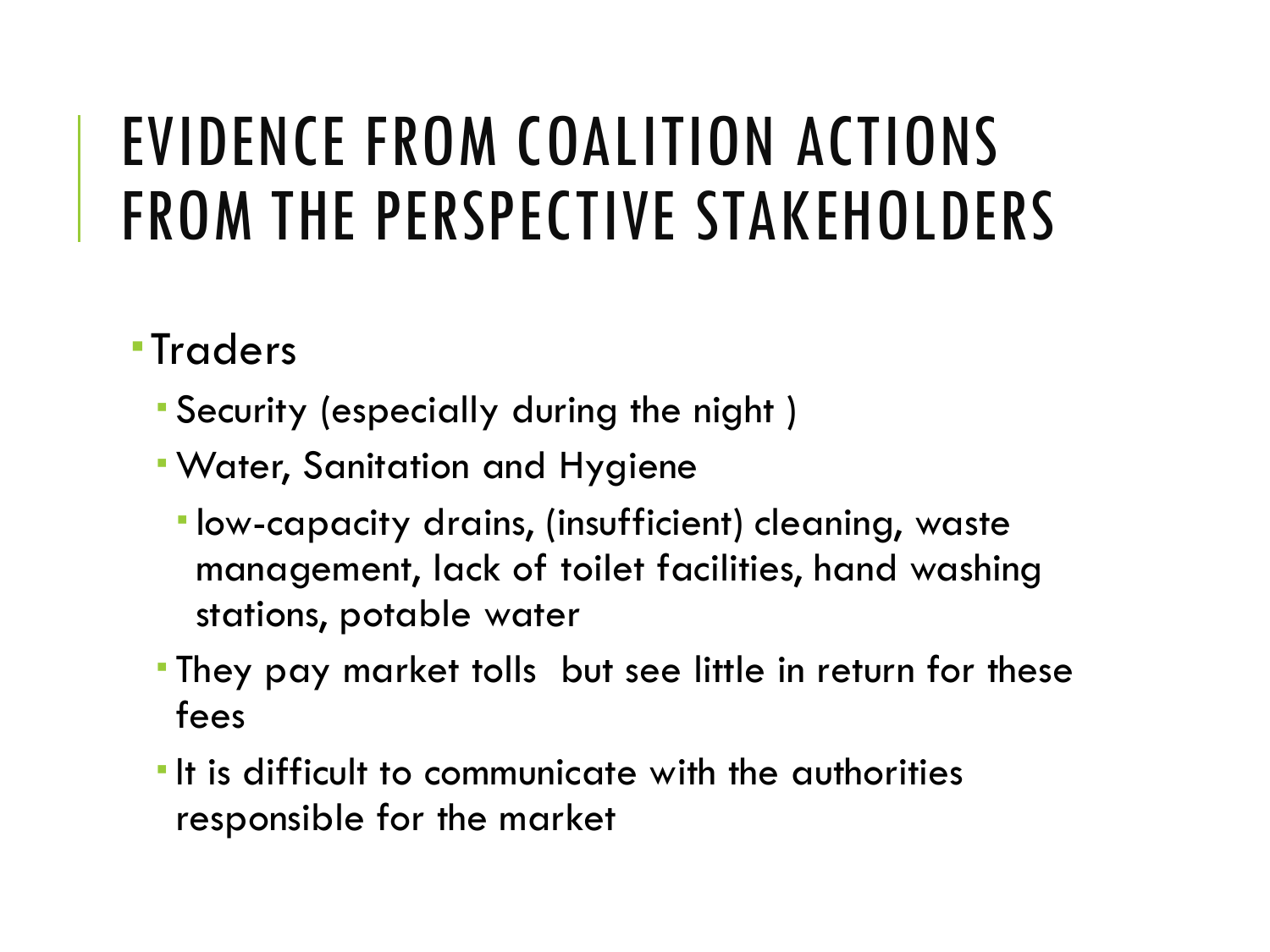# EVIDENCE FROM COALITION ACTIONS FROM THE PERSPECTIVE STAKEHOLDERS

- Traders
  - Security (especially during the night )
  - Water, Sanitation and Hygiene
    - low-capacity drains, (insufficient) cleaning, waste management, lack of toilet facilities, hand washing stations, potable water
  - They pay market tolls but see little in return for these fees
  - It is difficult to communicate with the authorities responsible for the market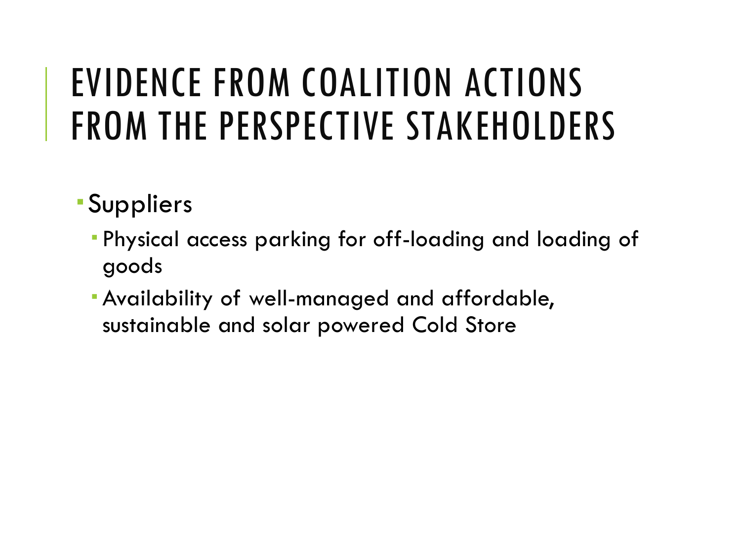# EVIDENCE FROM COALITION ACTIONS FROM THE PERSPECTIVE STAKEHOLDERS

- Suppliers
  - Physical access parking for off-loading and loading of goods
  - Availability of well-managed and affordable, sustainable and solar powered Cold Store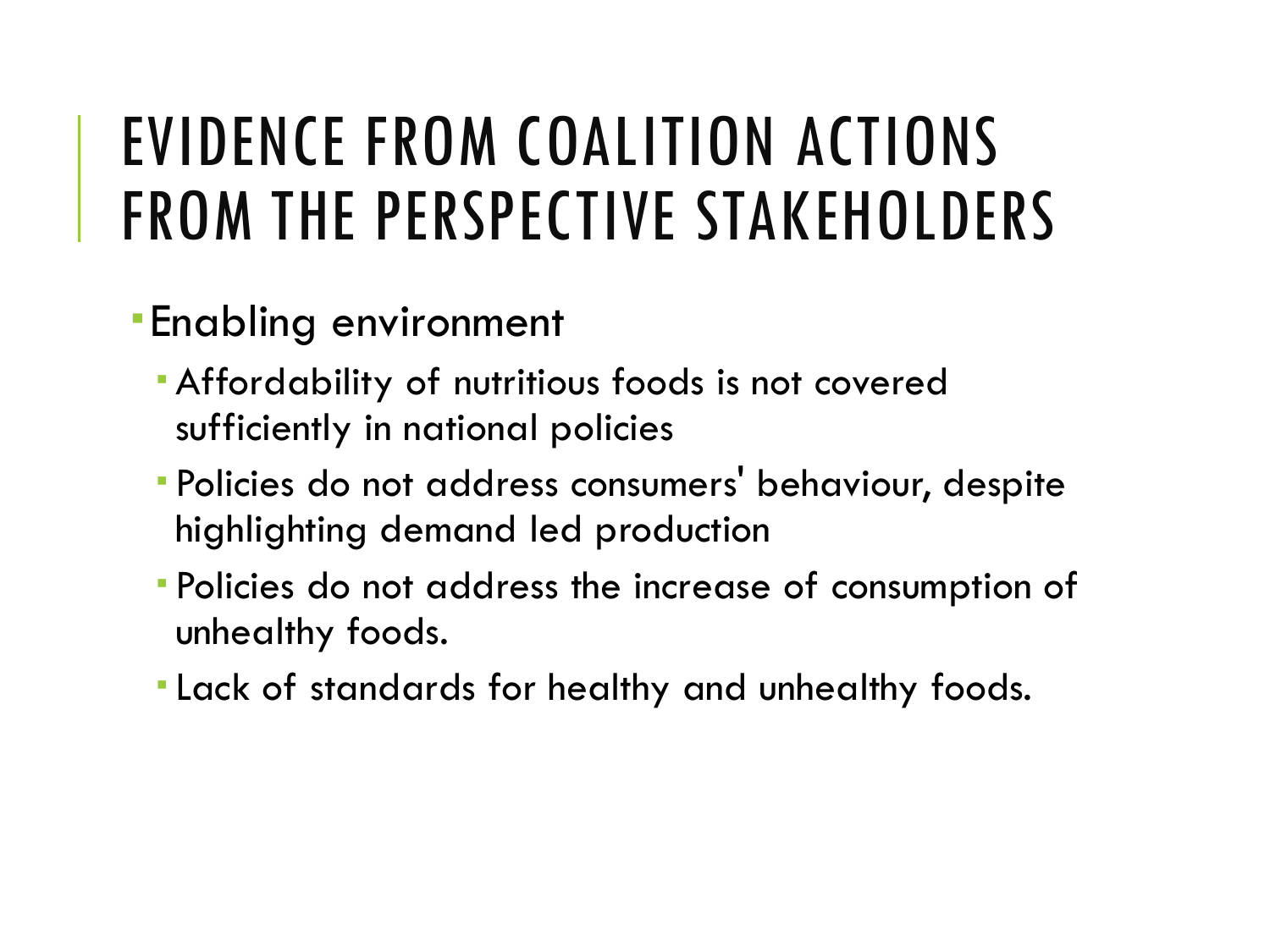# EVIDENCE FROM COALITION ACTIONS FROM THE PERSPECTIVE STAKEHOLDERS

- Enabling environment
  - Affordability of nutritious foods is not covered sufficiently in national policies
  - Policies do not address consumers' behaviour, despite highlighting demand led production
  - Policies do not address the increase of consumption of unhealthy foods.
  - Lack of standards for healthy and unhealthy foods.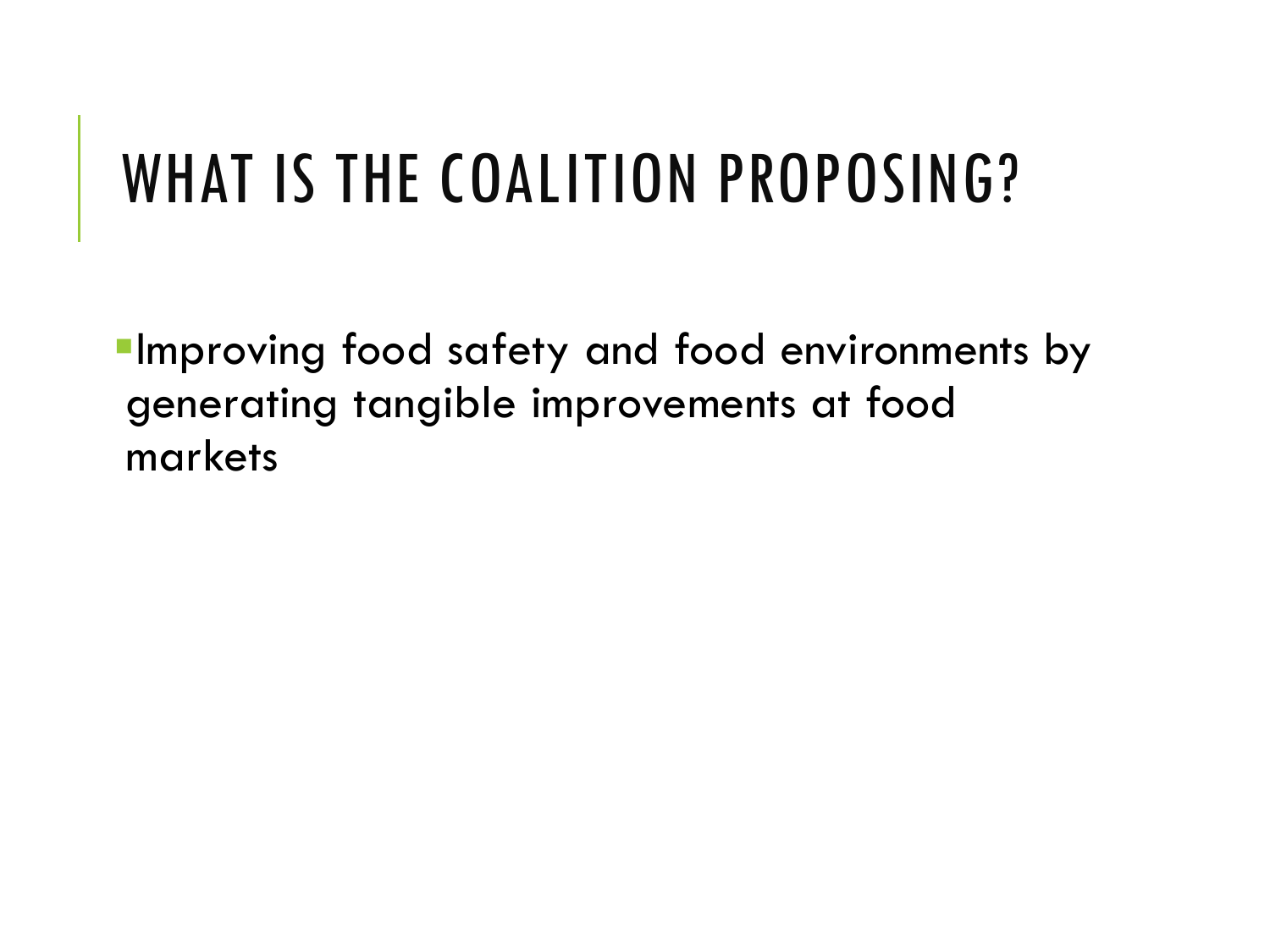# WHAT IS THE COALITION PROPOSING?

- Improving food safety and food environments by generating tangible improvements at food markets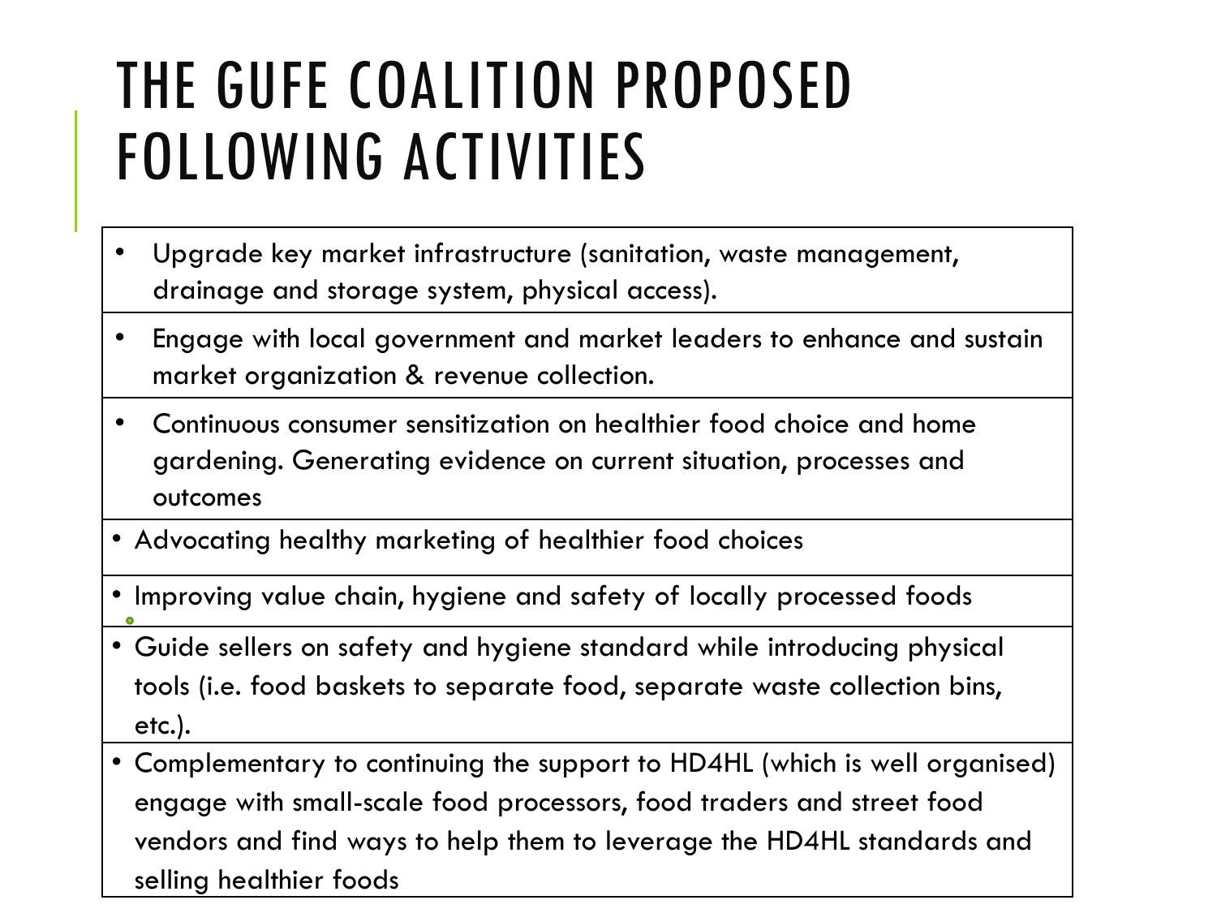# THE GUFE COALITION PROPOSED FOLLOWING ACTIVITIES

- Upgrade key market infrastructure (sanitation, waste management, drainage and storage system, physical access).
- Engage with local government and market leaders to enhance and sustain market organization & revenue collection.
- Continuous consumer sensitization on healthier food choice and home gardening. Generating evidence on current situation, processes and outcomes
- Advocating healthy marketing of healthier food choices
- Improving value chain, hygiene and safety of locally processed foods
- Guide sellers on safety and hygiene standard while introducing physical tools (i.e. food baskets to separate food, separate waste collection bins, etc.).
- Complementary to continuing the support to HD4HL (which is well organised) engage with small-scale food processors, food traders and street food vendors and find ways to help them to leverage the HD4HL standards and selling healthier foods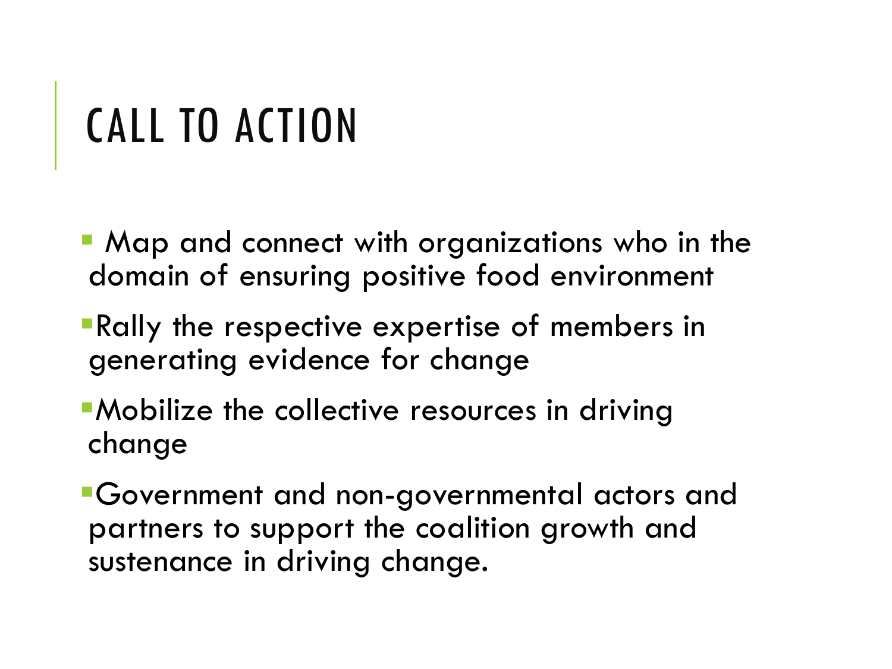# CALL TO ACTION

- Map and connect with organizations who in the domain of ensuring positive food environment
- Rally the respective expertise of members in generating evidence for change
- Mobilize the collective resources in driving change
- Government and non-governmental actors and partners to support the coalition growth and sustenance in driving change.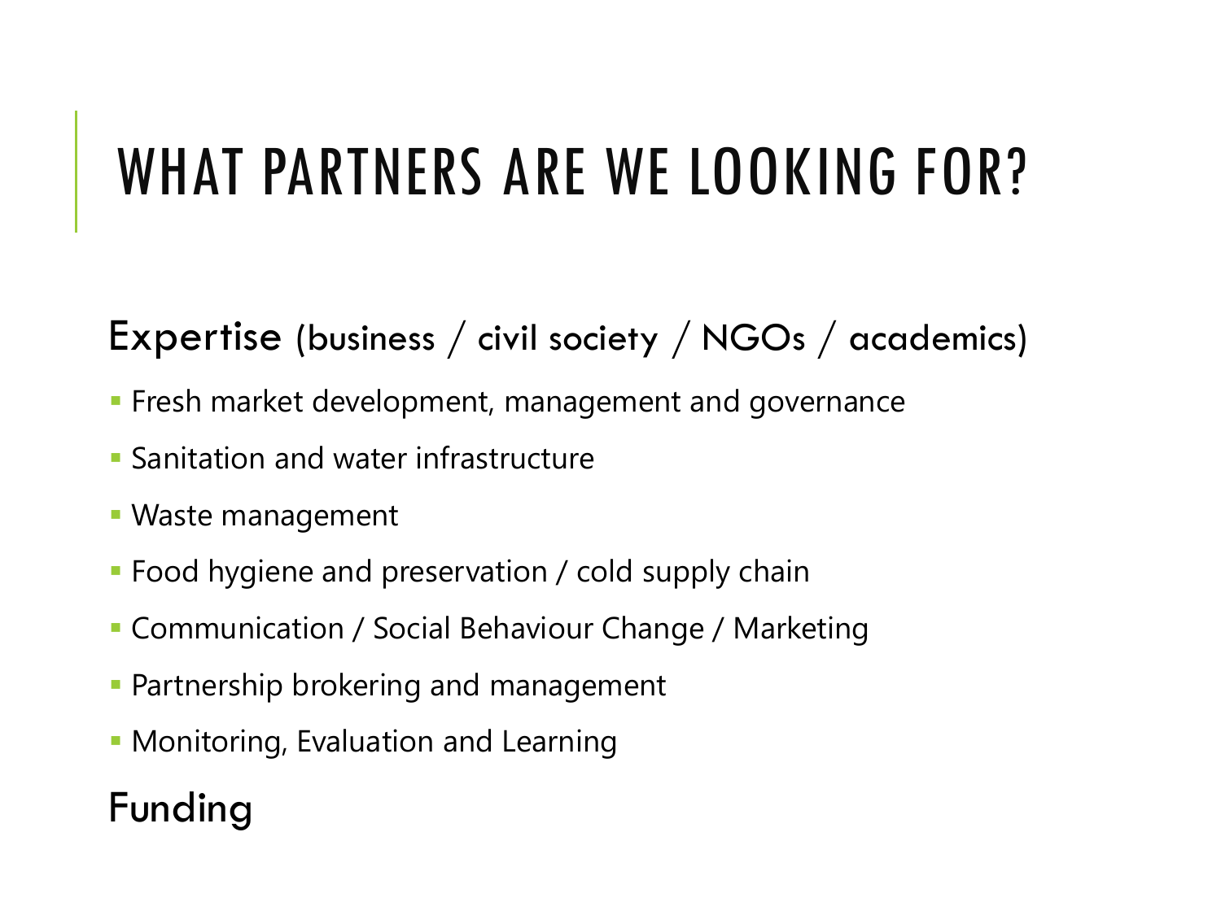# WHAT PARTNERS ARE WE LOOKING FOR?

## Expertise (business / civil society / NGOs / academics)

- Fresh market development, management and governance
- Sanitation and water infrastructure
- Waste management
- Food hygiene and preservation / cold supply chain
- Communication / Social Behaviour Change / Marketing
- Partnership brokering and management
- Monitoring, Evaluation and Learning

## Funding